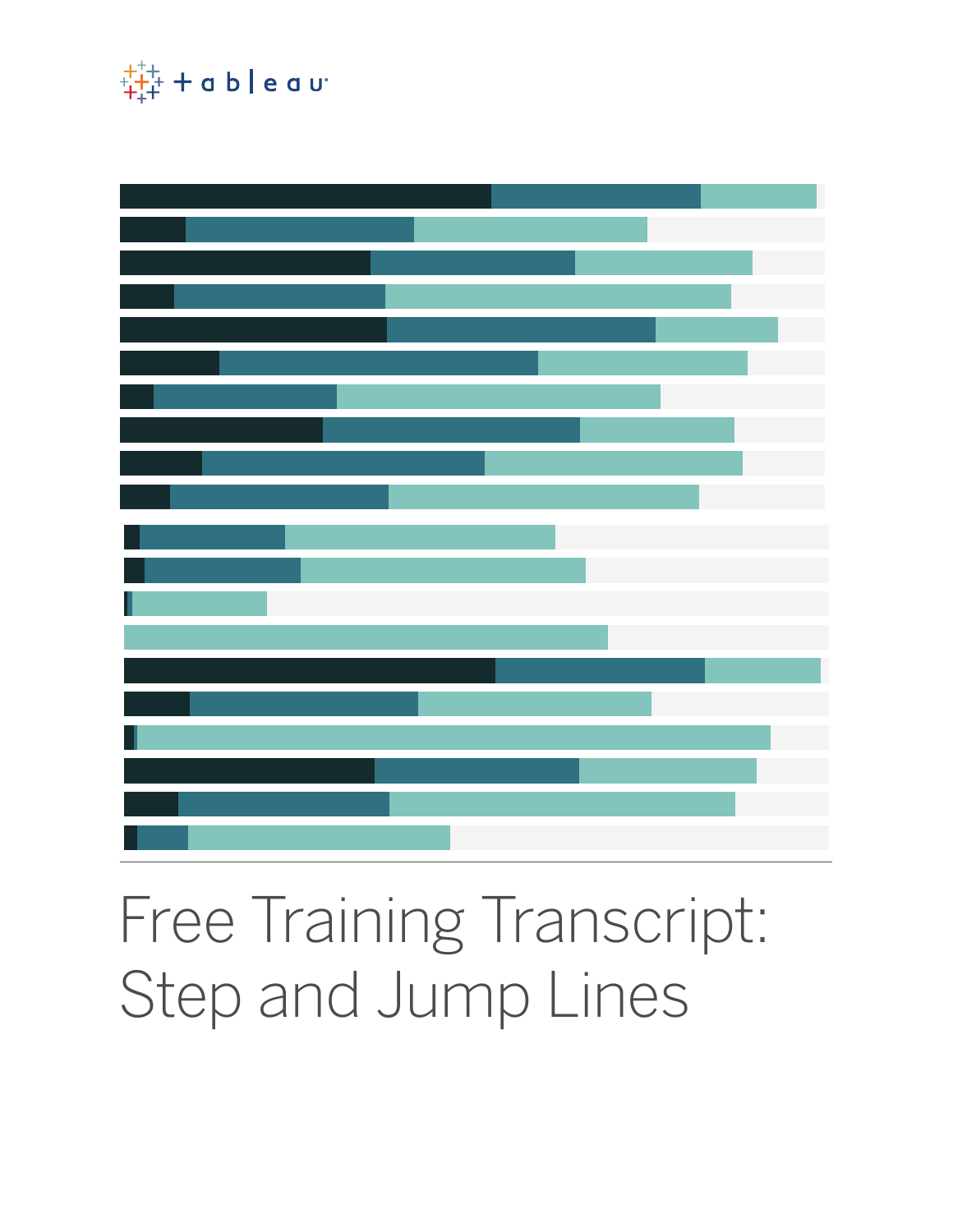# Free Training Transcript: Step and Jump Lines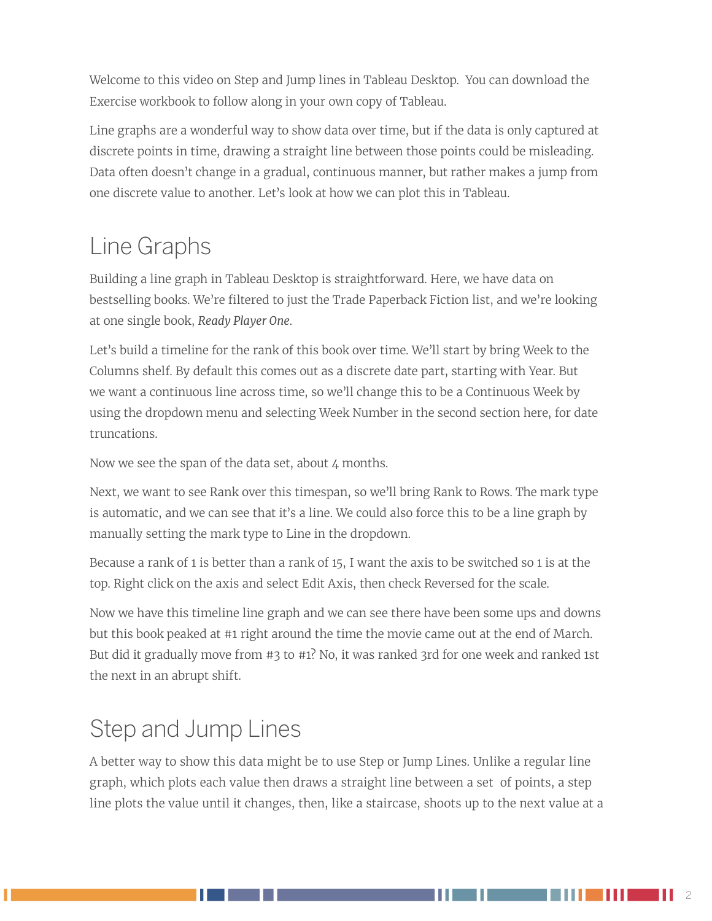Welcome to this video on Step and Jump lines in Tableau Desktop. You can download the Exercise workbook to follow along in your own copy of Tableau.

Line graphs are a wonderful way to show data over time, but if the data is only captured at discrete points in time, drawing a straight line between those points could be misleading. Data often doesn't change in a gradual, continuous manner, but rather makes a jump from one discrete value to another. Let's look at how we can plot this in Tableau.

## Line Graphs

Building a line graph in Tableau Desktop is straightforward. Here, we have data on bestselling books. We're filtered to just the Trade Paperback Fiction list, and we're looking at one single book, *Ready Player One*.

Let's build a timeline for the rank of this book over time. We'll start by bring Week to the Columns shelf. By default this comes out as a discrete date part, starting with Year. But we want a continuous line across time, so we'll change this to be a Continuous Week by using the dropdown menu and selecting Week Number in the second section here, for date truncations.

Now we see the span of the data set, about 4 months.

Next, we want to see Rank over this timespan, so we'll bring Rank to Rows. The mark type is automatic, and we can see that it's a line. We could also force this to be a line graph by manually setting the mark type to Line in the dropdown.

Because a rank of 1 is better than a rank of 15, I want the axis to be switched so 1 is at the top. Right click on the axis and select Edit Axis, then check Reversed for the scale.

Now we have this timeline line graph and we can see there have been some ups and downs but this book peaked at #1 right around the time the movie came out at the end of March. But did it gradually move from #3 to #1? No, it was ranked 3rd for one week and ranked 1st the next in an abrupt shift.

## Step and Jump Lines

A better way to show this data might be to use Step or Jump Lines. Unlike a regular line graph, which plots each value then draws a straight line between a set of points, a step line plots the value until it changes, then, like a staircase, shoots up to the next value at a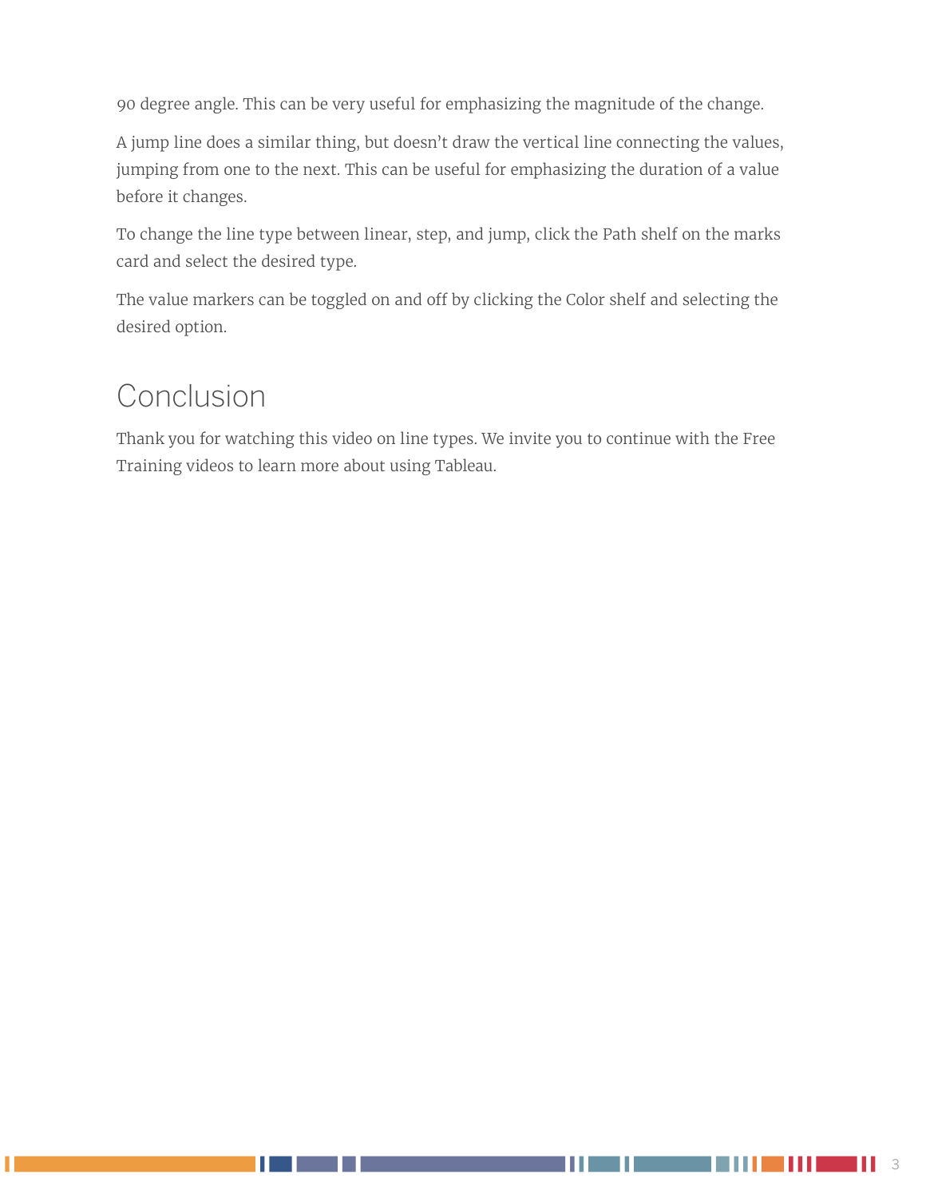90 degree angle. This can be very useful for emphasizing the magnitude of the change.

A jump line does a similar thing, but doesn't draw the vertical line connecting the values, jumping from one to the next. This can be useful for emphasizing the duration of a value before it changes.

To change the line type between linear, step, and jump, click the Path shelf on the marks card and select the desired type.

The value markers can be toggled on and off by clicking the Color shelf and selecting the desired option.

## Conclusion

Thank you for watching this video on line types. We invite you to continue with the Free Training videos to learn more about using Tableau.